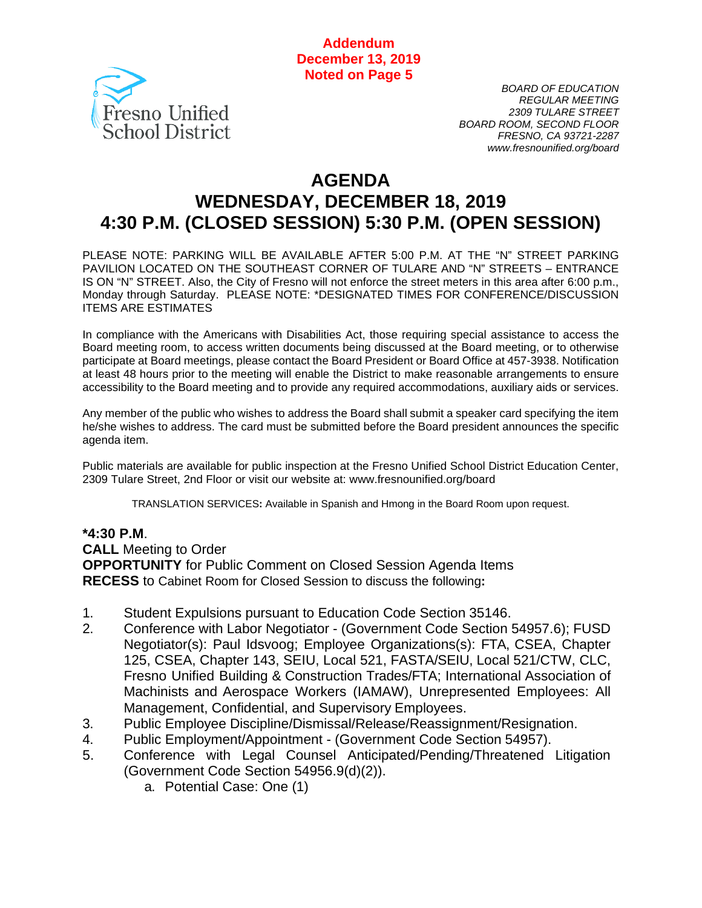**Addendum**
**December 13, 2019**
**Noted on Page 5**

Fresno Unified School District

*BOARD OF EDUCATION*
*REGULAR MEETING*
*2309 TULARE STREET*
*BOARD ROOM, SECOND FLOOR*
*FRESNO, CA 93721-2287*
*www.fresnounified.org/board*

# AGENDA
# WEDNESDAY, DECEMBER 18, 2019
# 4:30 P.M. (CLOSED SESSION) 5:30 P.M. (OPEN SESSION)

PLEASE NOTE: PARKING WILL BE AVAILABLE AFTER 5:00 P.M. AT THE "N" STREET PARKING PAVILION LOCATED ON THE SOUTHEAST CORNER OF TULARE AND "N" STREETS – ENTRANCE IS ON "N" STREET. Also, the City of Fresno will not enforce the street meters in this area after 6:00 p.m., Monday through Saturday. PLEASE NOTE: *DESIGNATED TIMES FOR CONFERENCE/DISCUSSION ITEMS ARE ESTIMATES

In compliance with the Americans with Disabilities Act, those requiring special assistance to access the Board meeting room, to access written documents being discussed at the Board meeting, or to otherwise participate at Board meetings, please contact the Board President or Board Office at 457-3938. Notification at least 48 hours prior to the meeting will enable the District to make reasonable arrangements to ensure accessibility to the Board meeting and to provide any required accommodations, auxiliary aids or services.

Any member of the public who wishes to address the Board shall submit a speaker card specifying the item he/she wishes to address. The card must be submitted before the Board president announces the specific agenda item.

Public materials are available for public inspection at the Fresno Unified School District Education Center, 2309 Tulare Street, 2nd Floor or visit our website at: www.fresnounified.org/board

TRANSLATION SERVICES**:** Available in Spanish and Hmong in the Board Room upon request.

**\*4:30 P.M**.
**CALL** Meeting to Order
**OPPORTUNITY** for Public Comment on Closed Session Agenda Items
**RECESS** to Cabinet Room for Closed Session to discuss the following**:**

1. Student Expulsions pursuant to Education Code Section 35146.
2. Conference with Labor Negotiator - (Government Code Section 54957.6); FUSD Negotiator(s): Paul Idsvoog; Employee Organizations(s): FTA, CSEA, Chapter 125, CSEA, Chapter 143, SEIU, Local 521, FASTA/SEIU, Local 521/CTW, CLC, Fresno Unified Building & Construction Trades/FTA; International Association of Machinists and Aerospace Workers (IAMAW), Unrepresented Employees: All Management, Confidential, and Supervisory Employees.
3. Public Employee Discipline/Dismissal/Release/Reassignment/Resignation.
4. Public Employment/Appointment - (Government Code Section 54957).
5. Conference with Legal Counsel Anticipated/Pending/Threatened Litigation (Government Code Section 54956.9(d)(2)).
   a. Potential Case: One (1)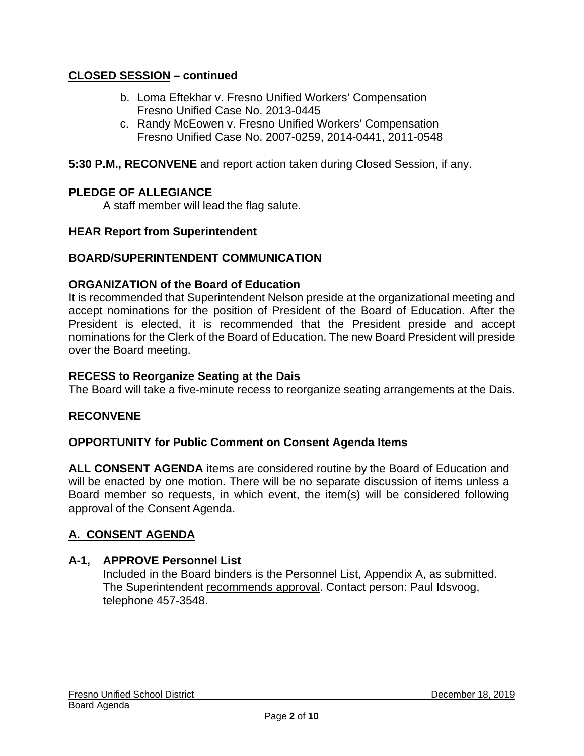## CLOSED SESSION – continued

b. Loma Eftekhar v. Fresno Unified Workers' Compensation
   Fresno Unified Case No. 2013-0445
c. Randy McEowen v. Fresno Unified Workers' Compensation
   Fresno Unified Case No. 2007-0259, 2014-0441, 2011-0548

**5:30 P.M., RECONVENE** and report action taken during Closed Session, if any.

**PLEDGE OF ALLEGIANCE**

A staff member will lead the flag salute.

**HEAR Report from Superintendent**

**BOARD/SUPERINTENDENT COMMUNICATION**

**ORGANIZATION of the Board of Education**

It is recommended that Superintendent Nelson preside at the organizational meeting and accept nominations for the position of President of the Board of Education. After the President is elected, it is recommended that the President preside and accept nominations for the Clerk of the Board of Education. The new Board President will preside over the Board meeting.

**RECESS to Reorganize Seating at the Dais**

The Board will take a five-minute recess to reorganize seating arrangements at the Dais.

**RECONVENE**

**OPPORTUNITY for Public Comment on Consent Agenda Items**

**ALL CONSENT AGENDA** items are considered routine by the Board of Education and will be enacted by one motion. There will be no separate discussion of items unless a Board member so requests, in which event, the item(s) will be considered following approval of the Consent Agenda.

## A. CONSENT AGENDA

**A-1, APPROVE Personnel List**

Included in the Board binders is the Personnel List, Appendix A, as submitted. The Superintendent recommends approval. Contact person: Paul Idsvoog, telephone 457-3548.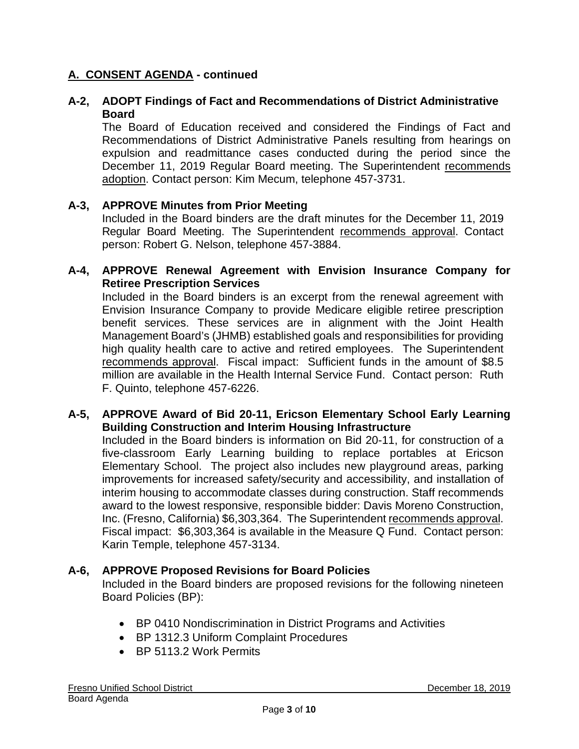## A. CONSENT AGENDA - continued

**A-2, ADOPT Findings of Fact and Recommendations of District Administrative Board**

The Board of Education received and considered the Findings of Fact and Recommendations of District Administrative Panels resulting from hearings on expulsion and readmittance cases conducted during the period since the December 11, 2019 Regular Board meeting. The Superintendent recommends adoption. Contact person: Kim Mecum, telephone 457-3731.

**A-3, APPROVE Minutes from Prior Meeting**

Included in the Board binders are the draft minutes for the December 11, 2019 Regular Board Meeting. The Superintendent recommends approval. Contact person: Robert G. Nelson, telephone 457-3884.

**A-4, APPROVE Renewal Agreement with Envision Insurance Company for Retiree Prescription Services**

Included in the Board binders is an excerpt from the renewal agreement with Envision Insurance Company to provide Medicare eligible retiree prescription benefit services. These services are in alignment with the Joint Health Management Board's (JHMB) established goals and responsibilities for providing high quality health care to active and retired employees. The Superintendent recommends approval. Fiscal impact: Sufficient funds in the amount of $8.5 million are available in the Health Internal Service Fund. Contact person: Ruth F. Quinto, telephone 457-6226.

**A-5, APPROVE Award of Bid 20-11, Ericson Elementary School Early Learning Building Construction and Interim Housing Infrastructure**

Included in the Board binders is information on Bid 20-11, for construction of a five-classroom Early Learning building to replace portables at Ericson Elementary School. The project also includes new playground areas, parking improvements for increased safety/security and accessibility, and installation of interim housing to accommodate classes during construction. Staff recommends award to the lowest responsive, responsible bidder: Davis Moreno Construction, Inc. (Fresno, California) $6,303,364. The Superintendent recommends approval. Fiscal impact: $6,303,364 is available in the Measure Q Fund. Contact person: Karin Temple, telephone 457-3134.

**A-6, APPROVE Proposed Revisions for Board Policies**

Included in the Board binders are proposed revisions for the following nineteen Board Policies (BP):

- BP 0410 Nondiscrimination in District Programs and Activities
- BP 1312.3 Uniform Complaint Procedures
- BP 5113.2 Work Permits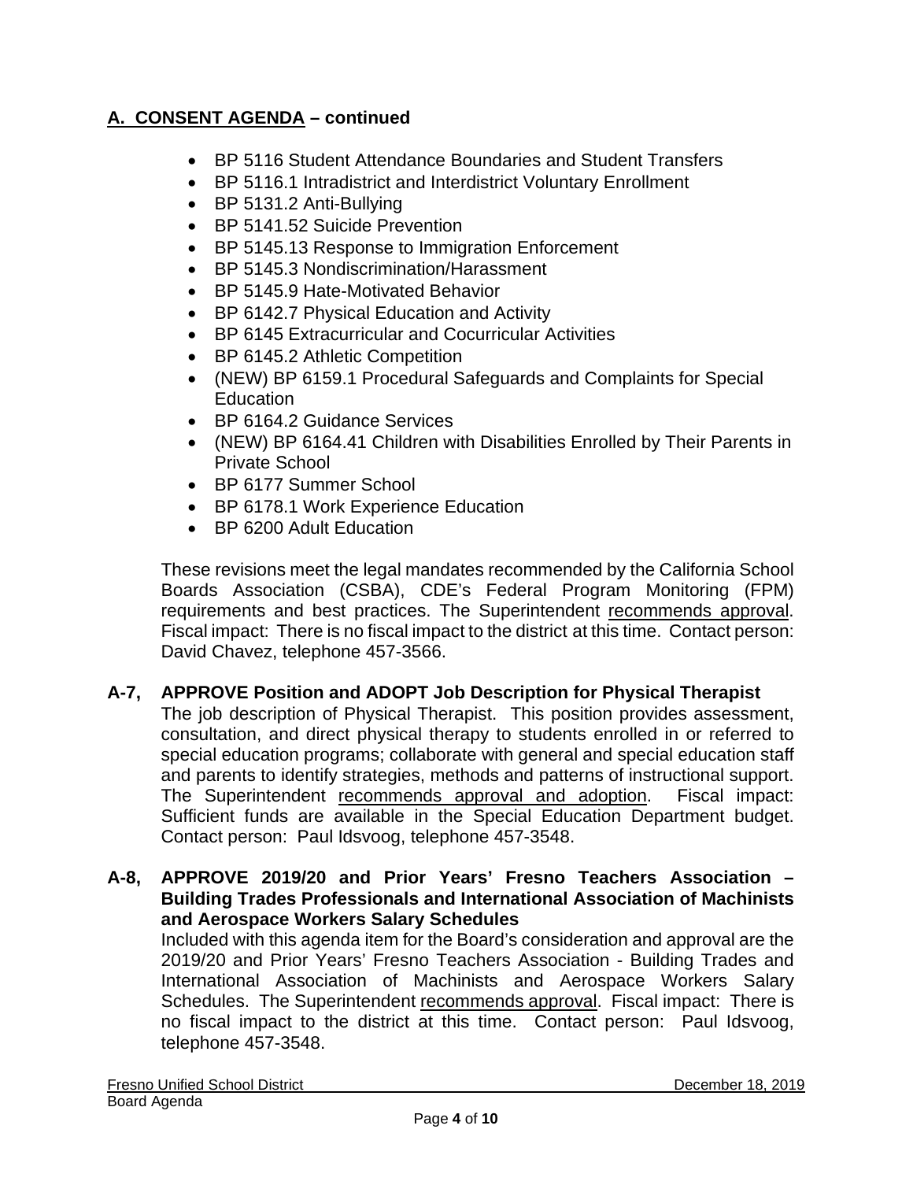## A. CONSENT AGENDA – continued

- BP 5116 Student Attendance Boundaries and Student Transfers
- BP 5116.1 Intradistrict and Interdistrict Voluntary Enrollment
- BP 5131.2 Anti-Bullying
- BP 5141.52 Suicide Prevention
- BP 5145.13 Response to Immigration Enforcement
- BP 5145.3 Nondiscrimination/Harassment
- BP 5145.9 Hate-Motivated Behavior
- BP 6142.7 Physical Education and Activity
- BP 6145 Extracurricular and Cocurricular Activities
- BP 6145.2 Athletic Competition
- (NEW) BP 6159.1 Procedural Safeguards and Complaints for Special Education
- BP 6164.2 Guidance Services
- (NEW) BP 6164.41 Children with Disabilities Enrolled by Their Parents in Private School
- BP 6177 Summer School
- BP 6178.1 Work Experience Education
- BP 6200 Adult Education

These revisions meet the legal mandates recommended by the California School Boards Association (CSBA), CDE's Federal Program Monitoring (FPM) requirements and best practices. The Superintendent recommends approval. Fiscal impact: There is no fiscal impact to the district at this time. Contact person: David Chavez, telephone 457-3566.

**A-7, APPROVE Position and ADOPT Job Description for Physical Therapist**

The job description of Physical Therapist. This position provides assessment, consultation, and direct physical therapy to students enrolled in or referred to special education programs; collaborate with general and special education staff and parents to identify strategies, methods and patterns of instructional support. The Superintendent recommends approval and adoption. Fiscal impact: Sufficient funds are available in the Special Education Department budget. Contact person: Paul Idsvoog, telephone 457-3548.

**A-8, APPROVE 2019/20 and Prior Years' Fresno Teachers Association – Building Trades Professionals and International Association of Machinists and Aerospace Workers Salary Schedules**

Included with this agenda item for the Board's consideration and approval are the 2019/20 and Prior Years' Fresno Teachers Association - Building Trades and International Association of Machinists and Aerospace Workers Salary Schedules. The Superintendent recommends approval. Fiscal impact: There is no fiscal impact to the district at this time. Contact person: Paul Idsvoog, telephone 457-3548.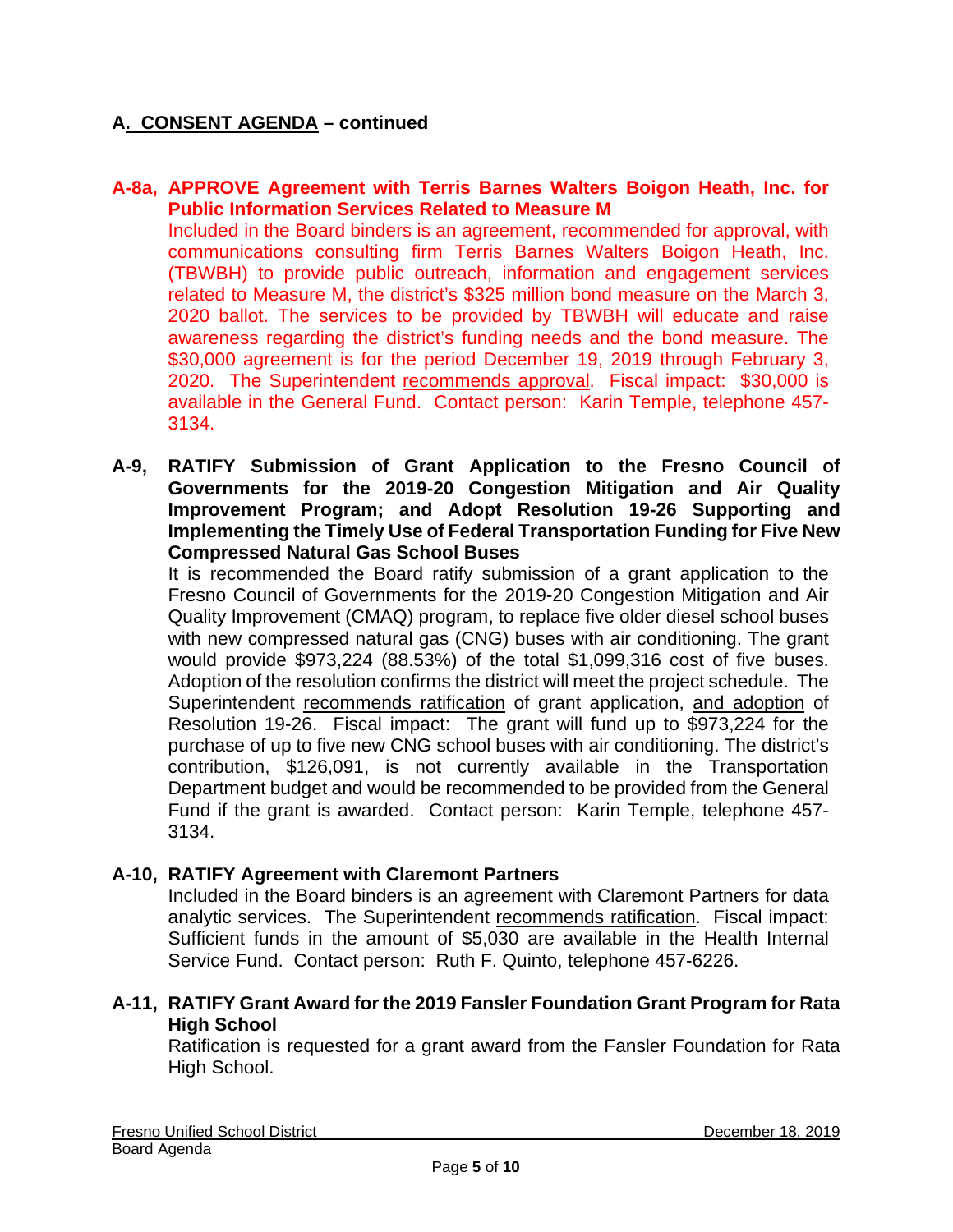## A. CONSENT AGENDA – continued

**A-8a, APPROVE Agreement with Terris Barnes Walters Boigon Heath, Inc. for Public Information Services Related to Measure M**

Included in the Board binders is an agreement, recommended for approval, with communications consulting firm Terris Barnes Walters Boigon Heath, Inc. (TBWBH) to provide public outreach, information and engagement services related to Measure M, the district's $325 million bond measure on the March 3, 2020 ballot. The services to be provided by TBWBH will educate and raise awareness regarding the district's funding needs and the bond measure. The $30,000 agreement is for the period December 19, 2019 through February 3, 2020. The Superintendent recommends approval. Fiscal impact: $30,000 is available in the General Fund. Contact person: Karin Temple, telephone 457-3134.

**A-9, RATIFY Submission of Grant Application to the Fresno Council of Governments for the 2019-20 Congestion Mitigation and Air Quality Improvement Program; and Adopt Resolution 19-26 Supporting and Implementing the Timely Use of Federal Transportation Funding for Five New Compressed Natural Gas School Buses**

It is recommended the Board ratify submission of a grant application to the Fresno Council of Governments for the 2019-20 Congestion Mitigation and Air Quality Improvement (CMAQ) program, to replace five older diesel school buses with new compressed natural gas (CNG) buses with air conditioning. The grant would provide $973,224 (88.53%) of the total $1,099,316 cost of five buses. Adoption of the resolution confirms the district will meet the project schedule. The Superintendent recommends ratification of grant application, and adoption of Resolution 19-26. Fiscal impact: The grant will fund up to $973,224 for the purchase of up to five new CNG school buses with air conditioning. The district's contribution, $126,091, is not currently available in the Transportation Department budget and would be recommended to be provided from the General Fund if the grant is awarded. Contact person: Karin Temple, telephone 457-3134.

**A-10, RATIFY Agreement with Claremont Partners**

Included in the Board binders is an agreement with Claremont Partners for data analytic services. The Superintendent recommends ratification. Fiscal impact: Sufficient funds in the amount of $5,030 are available in the Health Internal Service Fund. Contact person: Ruth F. Quinto, telephone 457-6226.

**A-11, RATIFY Grant Award for the 2019 Fansler Foundation Grant Program for Rata High School**

Ratification is requested for a grant award from the Fansler Foundation for Rata High School.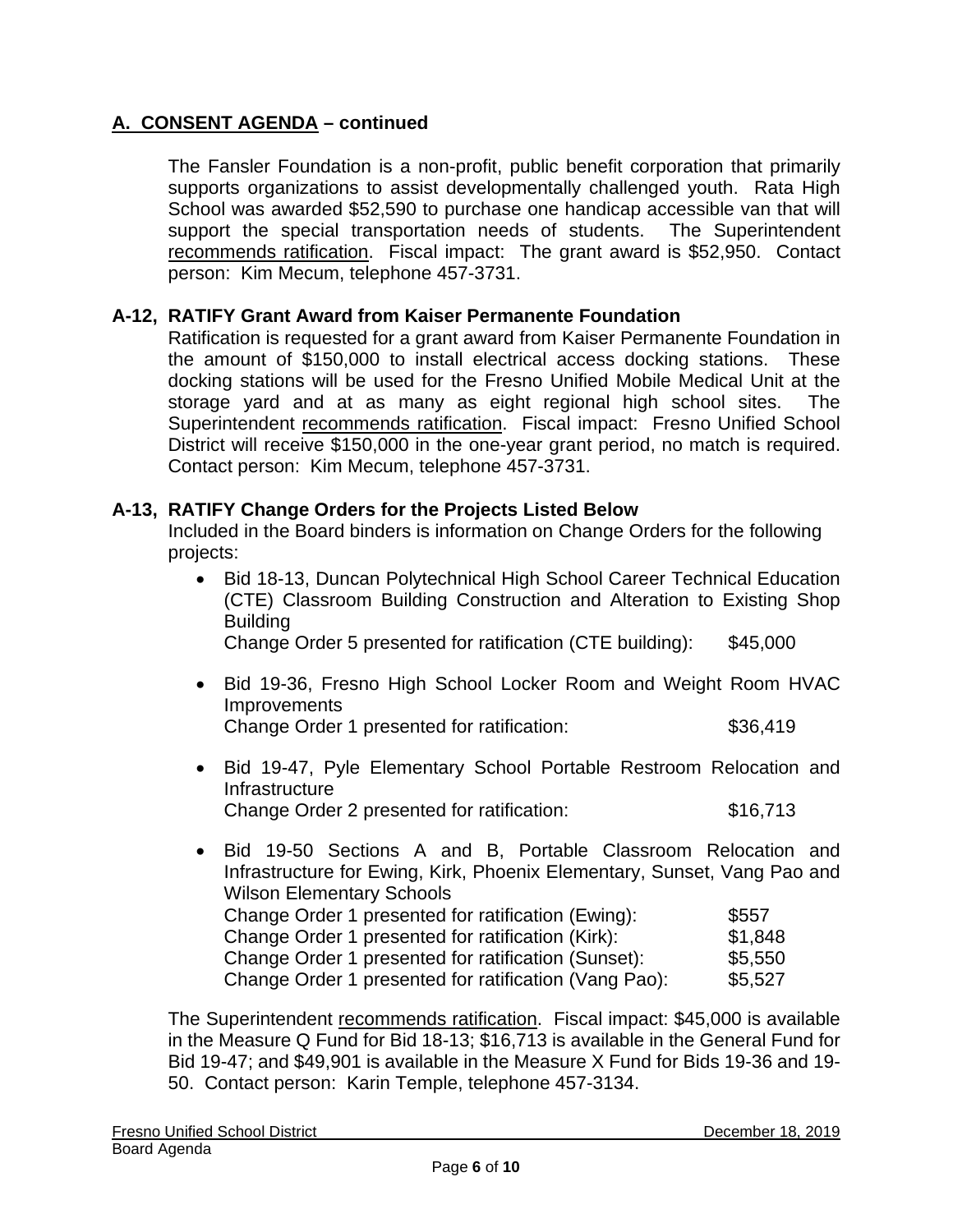## A. CONSENT AGENDA – continued

The Fansler Foundation is a non-profit, public benefit corporation that primarily supports organizations to assist developmentally challenged youth. Rata High School was awarded $52,590 to purchase one handicap accessible van that will support the special transportation needs of students. The Superintendent recommends ratification. Fiscal impact: The grant award is $52,950. Contact person: Kim Mecum, telephone 457-3731.

### A-12, RATIFY Grant Award from Kaiser Permanente Foundation

Ratification is requested for a grant award from Kaiser Permanente Foundation in the amount of $150,000 to install electrical access docking stations. These docking stations will be used for the Fresno Unified Mobile Medical Unit at the storage yard and at as many as eight regional high school sites. The Superintendent recommends ratification. Fiscal impact: Fresno Unified School District will receive $150,000 in the one-year grant period, no match is required. Contact person: Kim Mecum, telephone 457-3731.

### A-13, RATIFY Change Orders for the Projects Listed Below

Included in the Board binders is information on Change Orders for the following projects:

- Bid 18-13, Duncan Polytechnical High School Career Technical Education (CTE) Classroom Building Construction and Alteration to Existing Shop Building
  Change Order 5 presented for ratification (CTE building): $45,000

- Bid 19-36, Fresno High School Locker Room and Weight Room HVAC Improvements
  Change Order 1 presented for ratification: $36,419

- Bid 19-47, Pyle Elementary School Portable Restroom Relocation and Infrastructure
  Change Order 2 presented for ratification: $16,713

- Bid 19-50 Sections A and B, Portable Classroom Relocation and Infrastructure for Ewing, Kirk, Phoenix Elementary, Sunset, Vang Pao and Wilson Elementary Schools
  Change Order 1 presented for ratification (Ewing): $557
  Change Order 1 presented for ratification (Kirk): $1,848
  Change Order 1 presented for ratification (Sunset): $5,550
  Change Order 1 presented for ratification (Vang Pao): $5,527

The Superintendent recommends ratification. Fiscal impact: $45,000 is available in the Measure Q Fund for Bid 18-13; $16,713 is available in the General Fund for Bid 19-47; and $49,901 is available in the Measure X Fund for Bids 19-36 and 19-50. Contact person: Karin Temple, telephone 457-3134.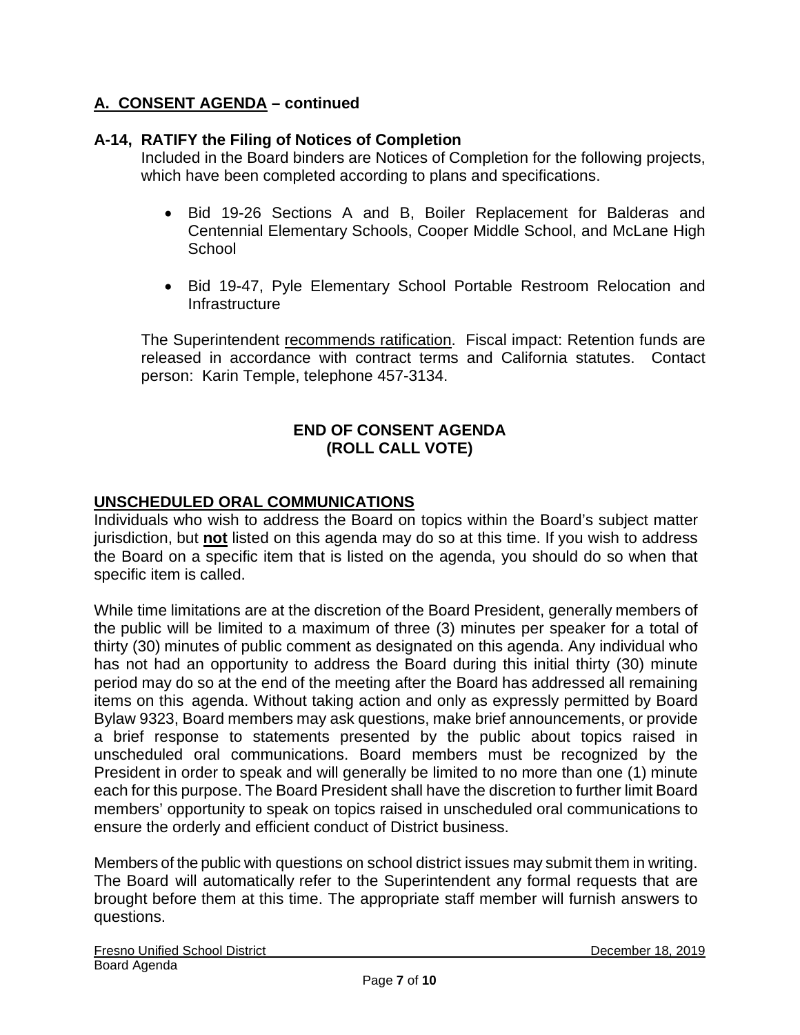## A. CONSENT AGENDA – continued

### A-14, RATIFY the Filing of Notices of Completion

Included in the Board binders are Notices of Completion for the following projects, which have been completed according to plans and specifications.

- Bid 19-26 Sections A and B, Boiler Replacement for Balderas and Centennial Elementary Schools, Cooper Middle School, and McLane High School
- Bid 19-47, Pyle Elementary School Portable Restroom Relocation and Infrastructure

The Superintendent recommends ratification. Fiscal impact: Retention funds are released in accordance with contract terms and California statutes. Contact person: Karin Temple, telephone 457-3134.

**END OF CONSENT AGENDA**
**(ROLL CALL VOTE)**

## UNSCHEDULED ORAL COMMUNICATIONS

Individuals who wish to address the Board on topics within the Board's subject matter jurisdiction, but **not** listed on this agenda may do so at this time. If you wish to address the Board on a specific item that is listed on the agenda, you should do so when that specific item is called.

While time limitations are at the discretion of the Board President, generally members of the public will be limited to a maximum of three (3) minutes per speaker for a total of thirty (30) minutes of public comment as designated on this agenda. Any individual who has not had an opportunity to address the Board during this initial thirty (30) minute period may do so at the end of the meeting after the Board has addressed all remaining items on this agenda. Without taking action and only as expressly permitted by Board Bylaw 9323, Board members may ask questions, make brief announcements, or provide a brief response to statements presented by the public about topics raised in unscheduled oral communications. Board members must be recognized by the President in order to speak and will generally be limited to no more than one (1) minute each for this purpose. The Board President shall have the discretion to further limit Board members' opportunity to speak on topics raised in unscheduled oral communications to ensure the orderly and efficient conduct of District business.

Members of the public with questions on school district issues may submit them in writing. The Board will automatically refer to the Superintendent any formal requests that are brought before them at this time. The appropriate staff member will furnish answers to questions.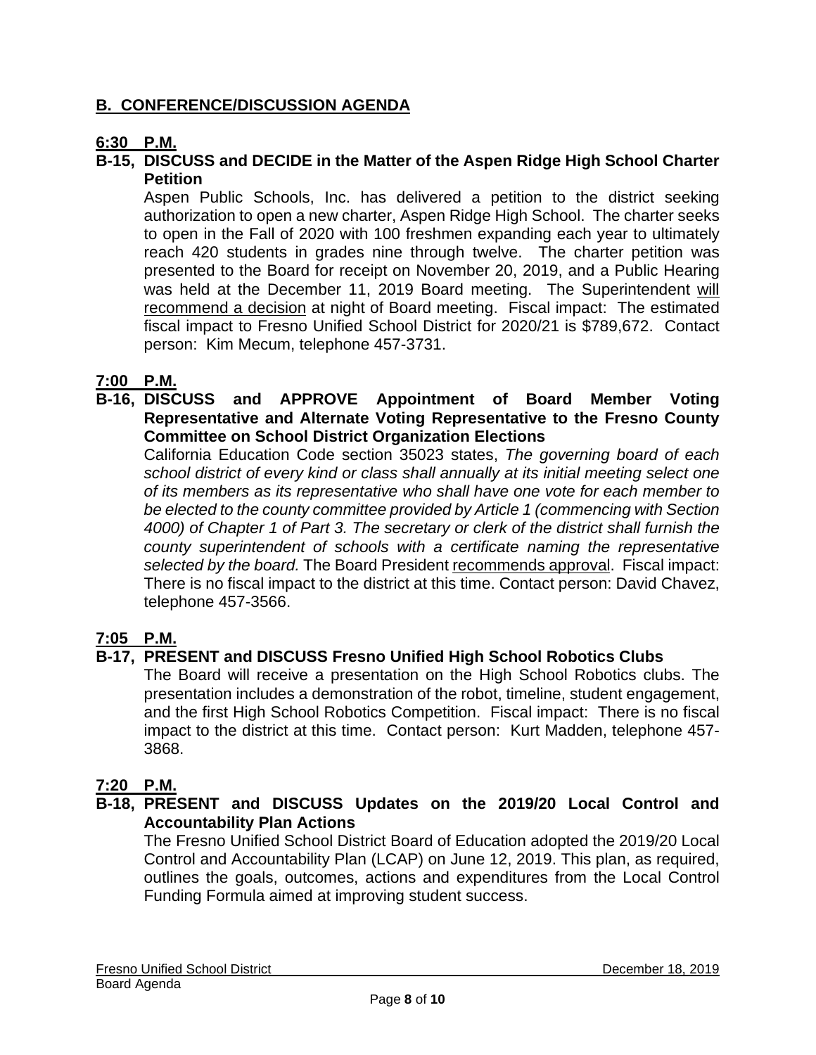## B. CONFERENCE/DISCUSSION AGENDA

**6:30 P.M.**

**B-15, DISCUSS and DECIDE in the Matter of the Aspen Ridge High School Charter Petition**

Aspen Public Schools, Inc. has delivered a petition to the district seeking authorization to open a new charter, Aspen Ridge High School. The charter seeks to open in the Fall of 2020 with 100 freshmen expanding each year to ultimately reach 420 students in grades nine through twelve. The charter petition was presented to the Board for receipt on November 20, 2019, and a Public Hearing was held at the December 11, 2019 Board meeting. The Superintendent will recommend a decision at night of Board meeting. Fiscal impact: The estimated fiscal impact to Fresno Unified School District for 2020/21 is $789,672. Contact person: Kim Mecum, telephone 457-3731.

**7:00 P.M.**

**B-16, DISCUSS and APPROVE Appointment of Board Member Voting Representative and Alternate Voting Representative to the Fresno County Committee on School District Organization Elections**

California Education Code section 35023 states, *The governing board of each school district of every kind or class shall annually at its initial meeting select one of its members as its representative who shall have one vote for each member to be elected to the county committee provided by Article 1 (commencing with Section 4000) of Chapter 1 of Part 3. The secretary or clerk of the district shall furnish the county superintendent of schools with a certificate naming the representative selected by the board.* The Board President recommends approval. Fiscal impact: There is no fiscal impact to the district at this time. Contact person: David Chavez, telephone 457-3566.

**7:05 P.M.**

**B-17, PRESENT and DISCUSS Fresno Unified High School Robotics Clubs**

The Board will receive a presentation on the High School Robotics clubs. The presentation includes a demonstration of the robot, timeline, student engagement, and the first High School Robotics Competition. Fiscal impact: There is no fiscal impact to the district at this time. Contact person: Kurt Madden, telephone 457-3868.

**7:20 P.M.**

**B-18, PRESENT and DISCUSS Updates on the 2019/20 Local Control and Accountability Plan Actions**

The Fresno Unified School District Board of Education adopted the 2019/20 Local Control and Accountability Plan (LCAP) on June 12, 2019. This plan, as required, outlines the goals, outcomes, actions and expenditures from the Local Control Funding Formula aimed at improving student success.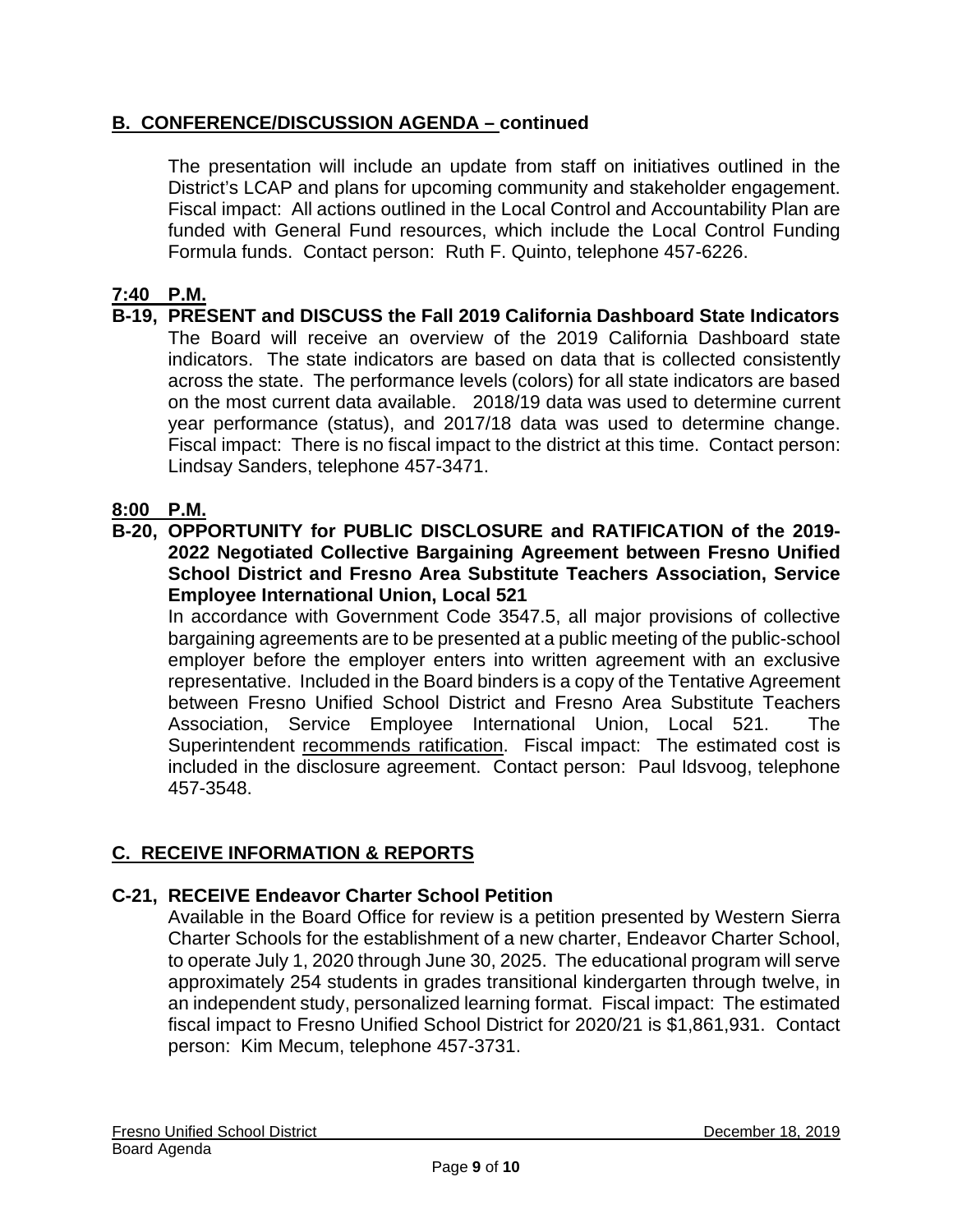## B. CONFERENCE/DISCUSSION AGENDA – continued

The presentation will include an update from staff on initiatives outlined in the District's LCAP and plans for upcoming community and stakeholder engagement. Fiscal impact: All actions outlined in the Local Control and Accountability Plan are funded with General Fund resources, which include the Local Control Funding Formula funds. Contact person: Ruth F. Quinto, telephone 457-6226.

**7:40 P.M.**

**B-19, PRESENT and DISCUSS the Fall 2019 California Dashboard State Indicators**

The Board will receive an overview of the 2019 California Dashboard state indicators. The state indicators are based on data that is collected consistently across the state. The performance levels (colors) for all state indicators are based on the most current data available. 2018/19 data was used to determine current year performance (status), and 2017/18 data was used to determine change. Fiscal impact: There is no fiscal impact to the district at this time. Contact person: Lindsay Sanders, telephone 457-3471.

**8:00 P.M.**

**B-20, OPPORTUNITY for PUBLIC DISCLOSURE and RATIFICATION of the 2019-2022 Negotiated Collective Bargaining Agreement between Fresno Unified School District and Fresno Area Substitute Teachers Association, Service Employee International Union, Local 521**

In accordance with Government Code 3547.5, all major provisions of collective bargaining agreements are to be presented at a public meeting of the public-school employer before the employer enters into written agreement with an exclusive representative. Included in the Board binders is a copy of the Tentative Agreement between Fresno Unified School District and Fresno Area Substitute Teachers Association, Service Employee International Union, Local 521. The Superintendent recommends ratification. Fiscal impact: The estimated cost is included in the disclosure agreement. Contact person: Paul Idsvoog, telephone 457-3548.

## C. RECEIVE INFORMATION & REPORTS

**C-21, RECEIVE Endeavor Charter School Petition**

Available in the Board Office for review is a petition presented by Western Sierra Charter Schools for the establishment of a new charter, Endeavor Charter School, to operate July 1, 2020 through June 30, 2025. The educational program will serve approximately 254 students in grades transitional kindergarten through twelve, in an independent study, personalized learning format. Fiscal impact: The estimated fiscal impact to Fresno Unified School District for 2020/21 is $1,861,931. Contact person: Kim Mecum, telephone 457-3731.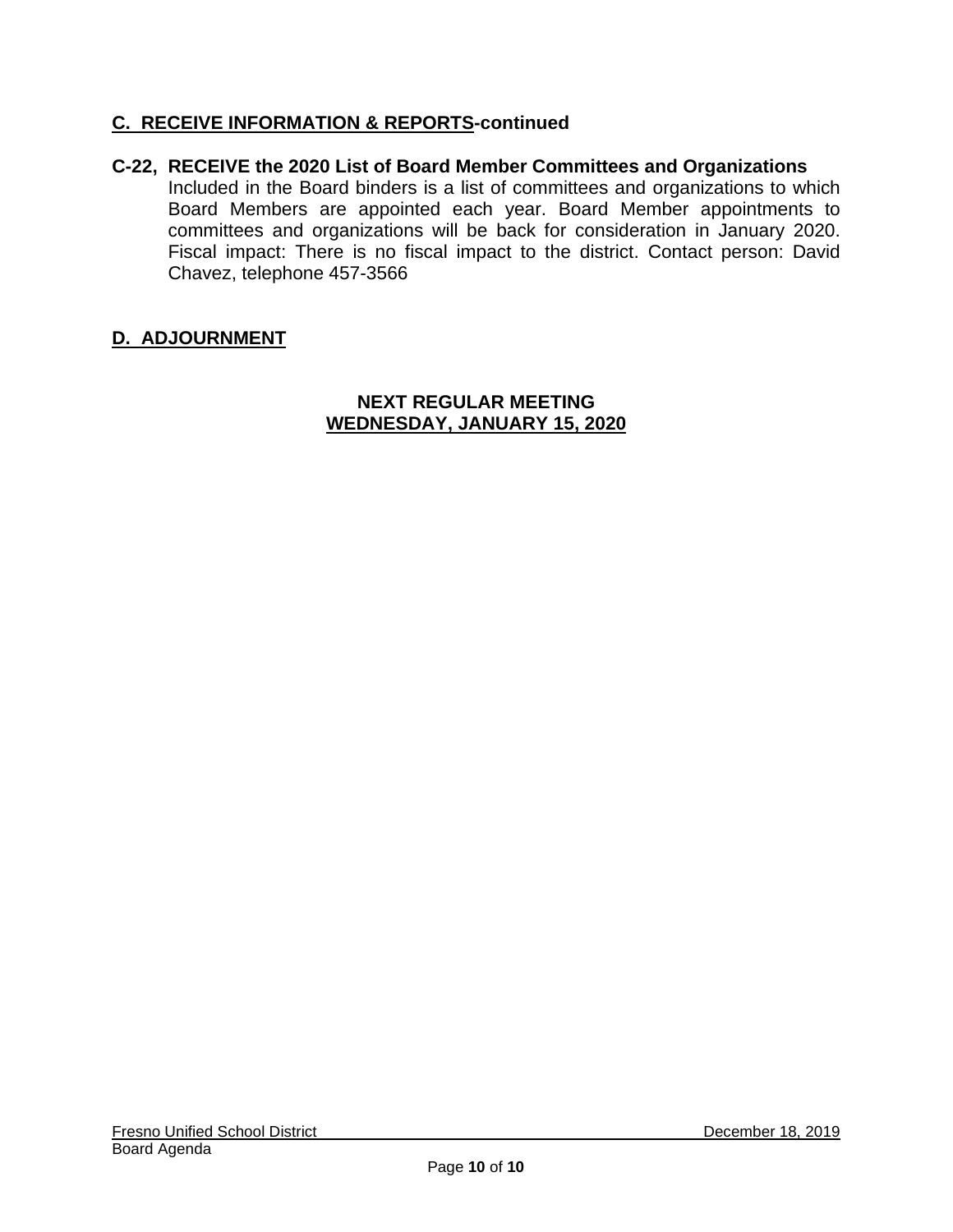## C. RECEIVE INFORMATION & REPORTS-continued

**C-22, RECEIVE the 2020 List of Board Member Committees and Organizations**
Included in the Board binders is a list of committees and organizations to which Board Members are appointed each year. Board Member appointments to committees and organizations will be back for consideration in January 2020. Fiscal impact: There is no fiscal impact to the district. Contact person: David Chavez, telephone 457-3566

## D. ADJOURNMENT

**NEXT REGULAR MEETING**
**WEDNESDAY, JANUARY 15, 2020**